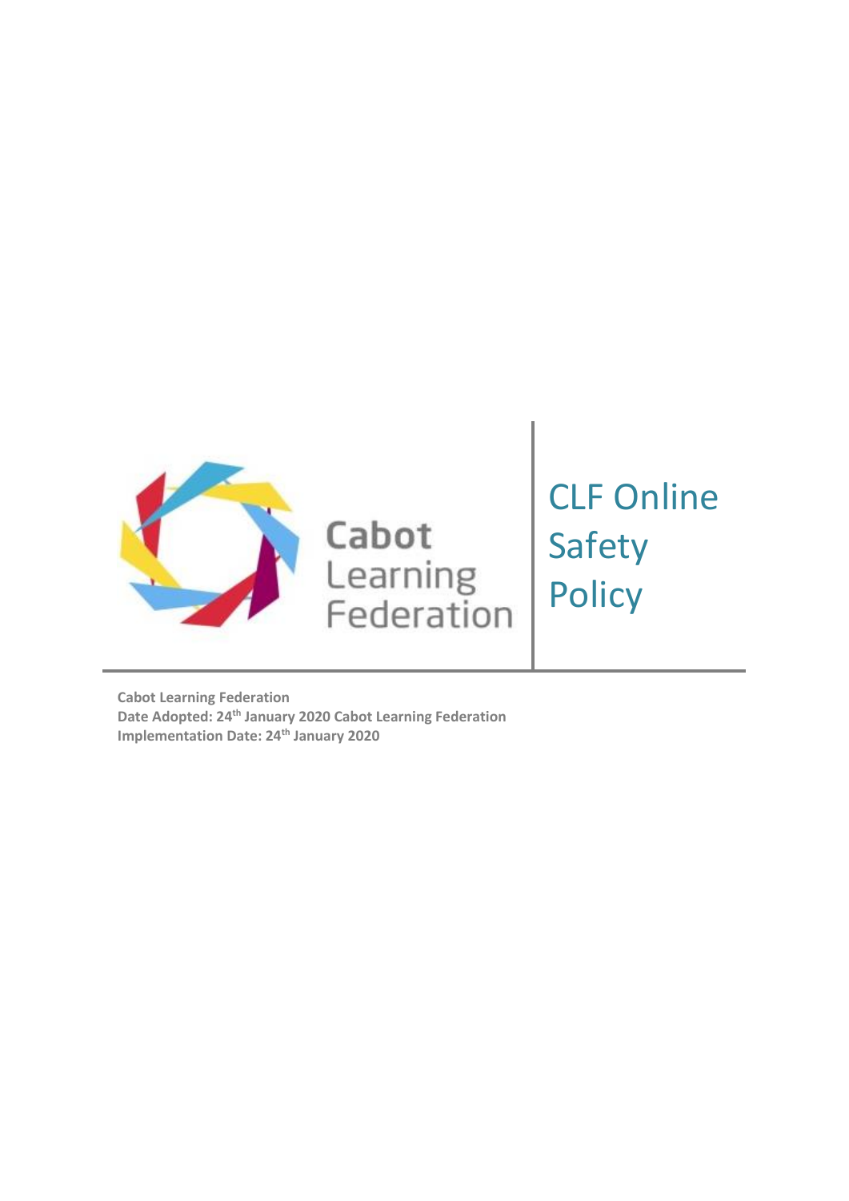Cabot Learning Federation

# CLF Online Safety Policy

**Cabot Learning Federation**
**Date Adopted: 24th January 2020 Cabot Learning Federation**
**Implementation Date: 24th January 2020**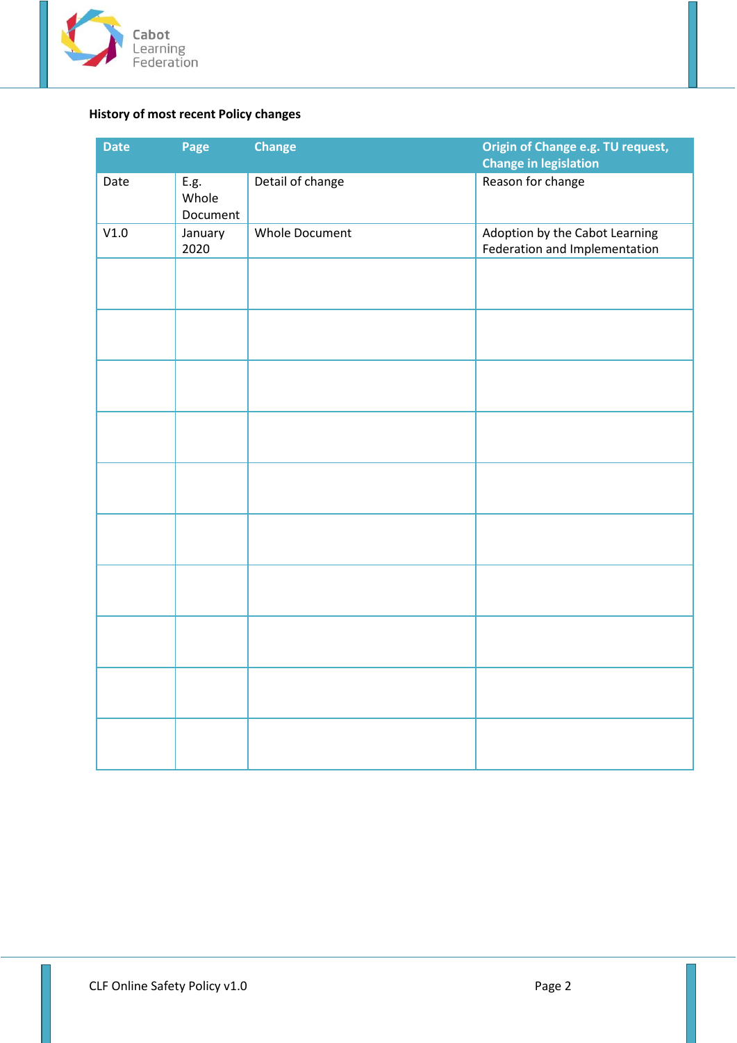**History of most recent Policy changes**

| Date | Page | Change | Origin of Change e.g. TU request, Change in legislation |
|---|---|---|---|
| Date | E.g. Whole Document | Detail of change | Reason for change |
| V1.0 | January 2020 | Whole Document | Adoption by the Cabot Learning Federation and Implementation |
| | | | |
| | | | |
| | | | |
| | | | |
| | | | |
| | | | |
| | | | |
| | | | |
| | | | |
| | | | |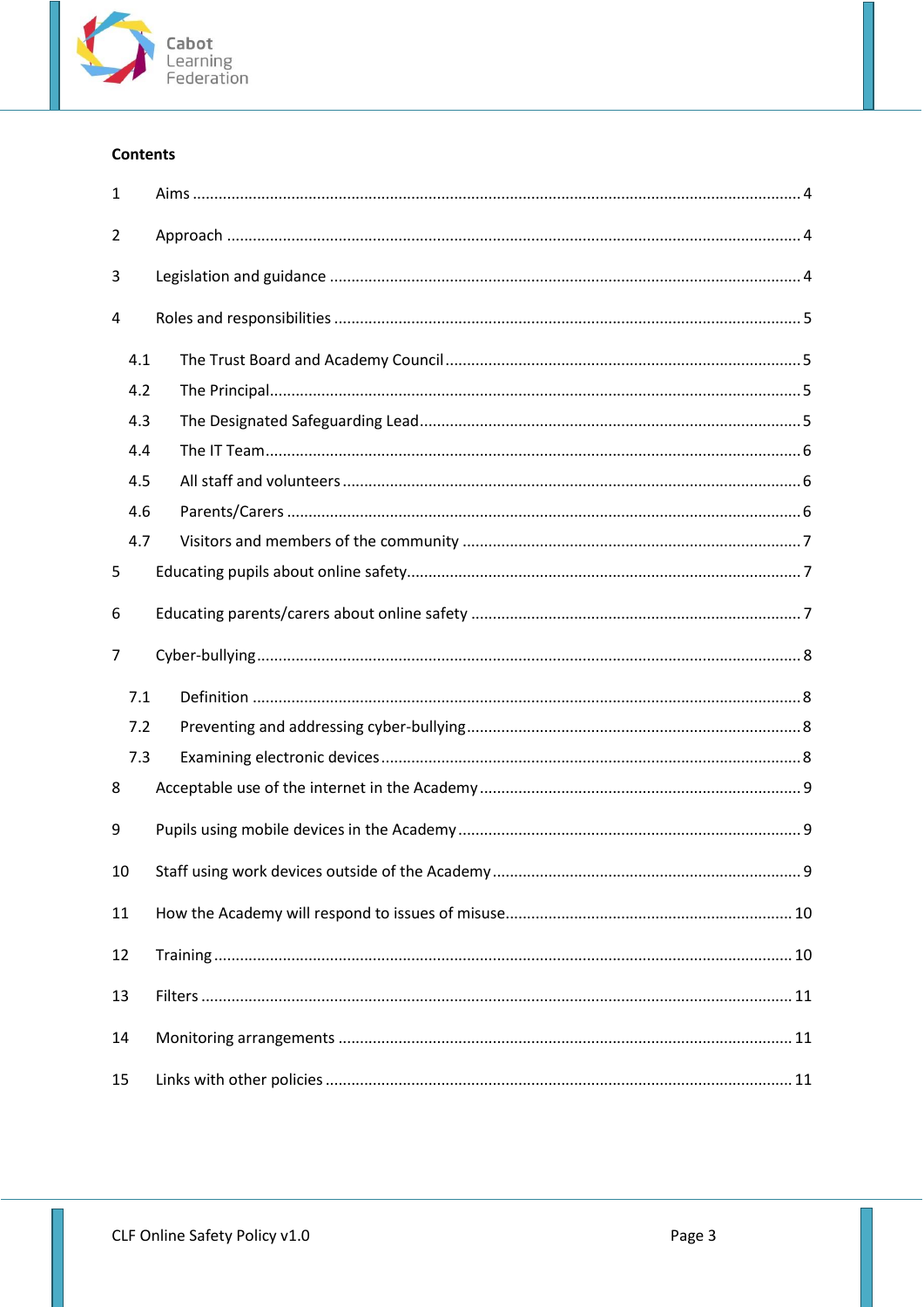**Contents**

1 Aims ... 4

2 Approach ... 4

3 Legislation and guidance ... 4

4 Roles and responsibilities ... 5

- 4.1 The Trust Board and Academy Council ... 5
- 4.2 The Principal ... 5
- 4.3 The Designated Safeguarding Lead ... 5
- 4.4 The IT Team ... 6
- 4.5 All staff and volunteers ... 6
- 4.6 Parents/Carers ... 6
- 4.7 Visitors and members of the community ... 7

5 Educating pupils about online safety ... 7

6 Educating parents/carers about online safety ... 7

7 Cyber-bullying ... 8

- 7.1 Definition ... 8
- 7.2 Preventing and addressing cyber-bullying ... 8
- 7.3 Examining electronic devices ... 8

8 Acceptable use of the internet in the Academy ... 9

9 Pupils using mobile devices in the Academy ... 9

10 Staff using work devices outside of the Academy ... 9

11 How the Academy will respond to issues of misuse ... 10

12 Training ... 10

13 Filters ... 11

14 Monitoring arrangements ... 11

15 Links with other policies ... 11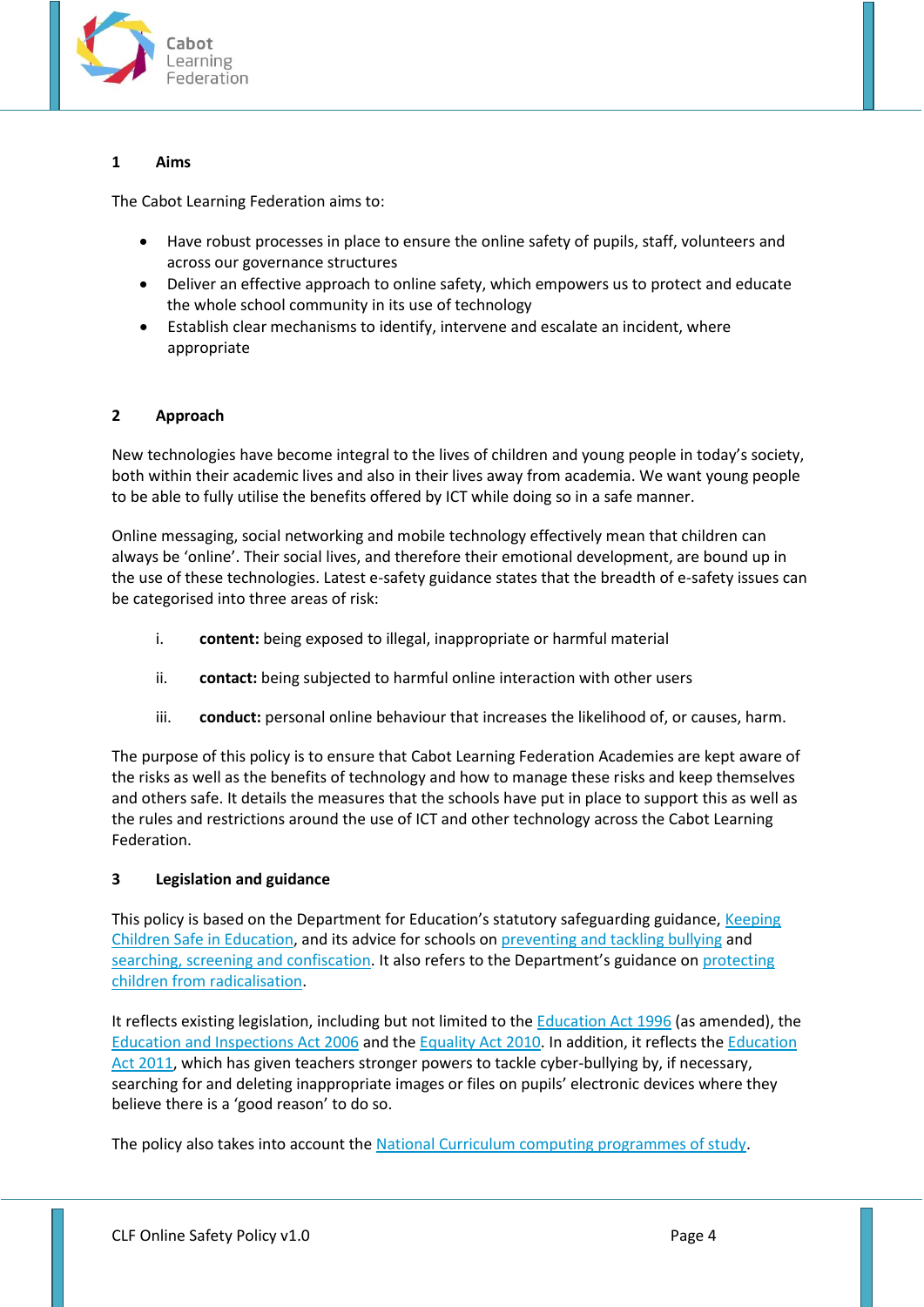## 1 Aims

The Cabot Learning Federation aims to:

- Have robust processes in place to ensure the online safety of pupils, staff, volunteers and across our governance structures
- Deliver an effective approach to online safety, which empowers us to protect and educate the whole school community in its use of technology
- Establish clear mechanisms to identify, intervene and escalate an incident, where appropriate

## 2 Approach

New technologies have become integral to the lives of children and young people in today's society, both within their academic lives and also in their lives away from academia. We want young people to be able to fully utilise the benefits offered by ICT while doing so in a safe manner.

Online messaging, social networking and mobile technology effectively mean that children can always be 'online'. Their social lives, and therefore their emotional development, are bound up in the use of these technologies. Latest e-safety guidance states that the breadth of e-safety issues can be categorised into three areas of risk:

i. **content:** being exposed to illegal, inappropriate or harmful material

ii. **contact:** being subjected to harmful online interaction with other users

iii. **conduct:** personal online behaviour that increases the likelihood of, or causes, harm.

The purpose of this policy is to ensure that Cabot Learning Federation Academies are kept aware of the risks as well as the benefits of technology and how to manage these risks and keep themselves and others safe. It details the measures that the schools have put in place to support this as well as the rules and restrictions around the use of ICT and other technology across the Cabot Learning Federation.

## 3 Legislation and guidance

This policy is based on the Department for Education's statutory safeguarding guidance, Keeping Children Safe in Education, and its advice for schools on preventing and tackling bullying and searching, screening and confiscation. It also refers to the Department's guidance on protecting children from radicalisation.

It reflects existing legislation, including but not limited to the Education Act 1996 (as amended), the Education and Inspections Act 2006 and the Equality Act 2010. In addition, it reflects the Education Act 2011, which has given teachers stronger powers to tackle cyber-bullying by, if necessary, searching for and deleting inappropriate images or files on pupils' electronic devices where they believe there is a 'good reason' to do so.

The policy also takes into account the National Curriculum computing programmes of study.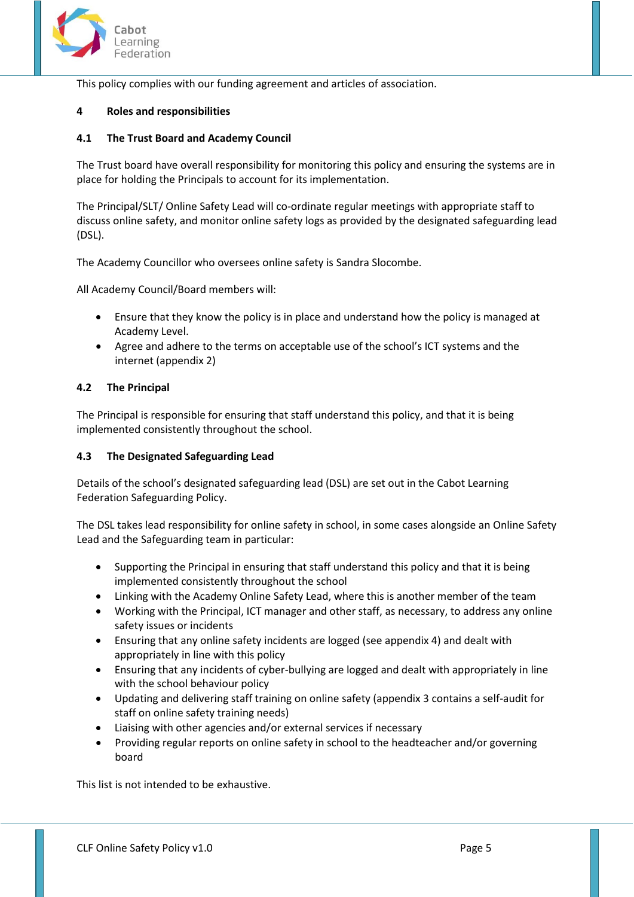This policy complies with our funding agreement and articles of association.

## 4 Roles and responsibilities

### 4.1 The Trust Board and Academy Council

The Trust board have overall responsibility for monitoring this policy and ensuring the systems are in place for holding the Principals to account for its implementation.

The Principal/SLT/ Online Safety Lead will co-ordinate regular meetings with appropriate staff to discuss online safety, and monitor online safety logs as provided by the designated safeguarding lead (DSL).

The Academy Councillor who oversees online safety is Sandra Slocombe.

All Academy Council/Board members will:

- Ensure that they know the policy is in place and understand how the policy is managed at Academy Level.
- Agree and adhere to the terms on acceptable use of the school's ICT systems and the internet (appendix 2)

### 4.2 The Principal

The Principal is responsible for ensuring that staff understand this policy, and that it is being implemented consistently throughout the school.

### 4.3 The Designated Safeguarding Lead

Details of the school's designated safeguarding lead (DSL) are set out in the Cabot Learning Federation Safeguarding Policy.

The DSL takes lead responsibility for online safety in school, in some cases alongside an Online Safety Lead and the Safeguarding team in particular:

- Supporting the Principal in ensuring that staff understand this policy and that it is being implemented consistently throughout the school
- Linking with the Academy Online Safety Lead, where this is another member of the team
- Working with the Principal, ICT manager and other staff, as necessary, to address any online safety issues or incidents
- Ensuring that any online safety incidents are logged (see appendix 4) and dealt with appropriately in line with this policy
- Ensuring that any incidents of cyber-bullying are logged and dealt with appropriately in line with the school behaviour policy
- Updating and delivering staff training on online safety (appendix 3 contains a self-audit for staff on online safety training needs)
- Liaising with other agencies and/or external services if necessary
- Providing regular reports on online safety in school to the headteacher and/or governing board

This list is not intended to be exhaustive.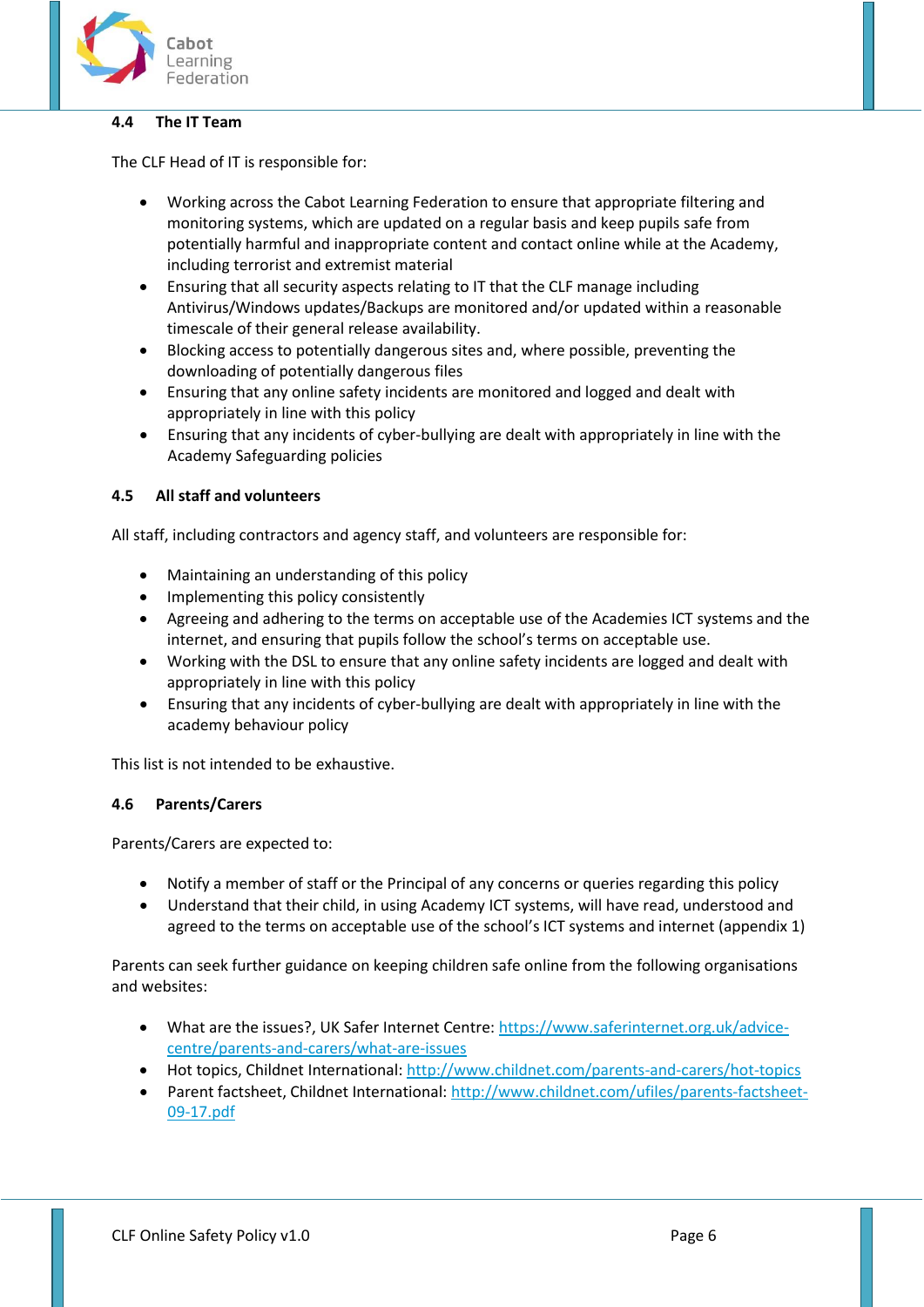### 4.4 The IT Team

The CLF Head of IT is responsible for:

- Working across the Cabot Learning Federation to ensure that appropriate filtering and monitoring systems, which are updated on a regular basis and keep pupils safe from potentially harmful and inappropriate content and contact online while at the Academy, including terrorist and extremist material
- Ensuring that all security aspects relating to IT that the CLF manage including Antivirus/Windows updates/Backups are monitored and/or updated within a reasonable timescale of their general release availability.
- Blocking access to potentially dangerous sites and, where possible, preventing the downloading of potentially dangerous files
- Ensuring that any online safety incidents are monitored and logged and dealt with appropriately in line with this policy
- Ensuring that any incidents of cyber-bullying are dealt with appropriately in line with the Academy Safeguarding policies

### 4.5 All staff and volunteers

All staff, including contractors and agency staff, and volunteers are responsible for:

- Maintaining an understanding of this policy
- Implementing this policy consistently
- Agreeing and adhering to the terms on acceptable use of the Academies ICT systems and the internet, and ensuring that pupils follow the school's terms on acceptable use.
- Working with the DSL to ensure that any online safety incidents are logged and dealt with appropriately in line with this policy
- Ensuring that any incidents of cyber-bullying are dealt with appropriately in line with the academy behaviour policy

This list is not intended to be exhaustive.

### 4.6 Parents/Carers

Parents/Carers are expected to:

- Notify a member of staff or the Principal of any concerns or queries regarding this policy
- Understand that their child, in using Academy ICT systems, will have read, understood and agreed to the terms on acceptable use of the school's ICT systems and internet (appendix 1)

Parents can seek further guidance on keeping children safe online from the following organisations and websites:

- What are the issues?, UK Safer Internet Centre: https://www.saferinternet.org.uk/advice-centre/parents-and-carers/what-are-issues
- Hot topics, Childnet International: http://www.childnet.com/parents-and-carers/hot-topics
- Parent factsheet, Childnet International: http://www.childnet.com/ufiles/parents-factsheet-09-17.pdf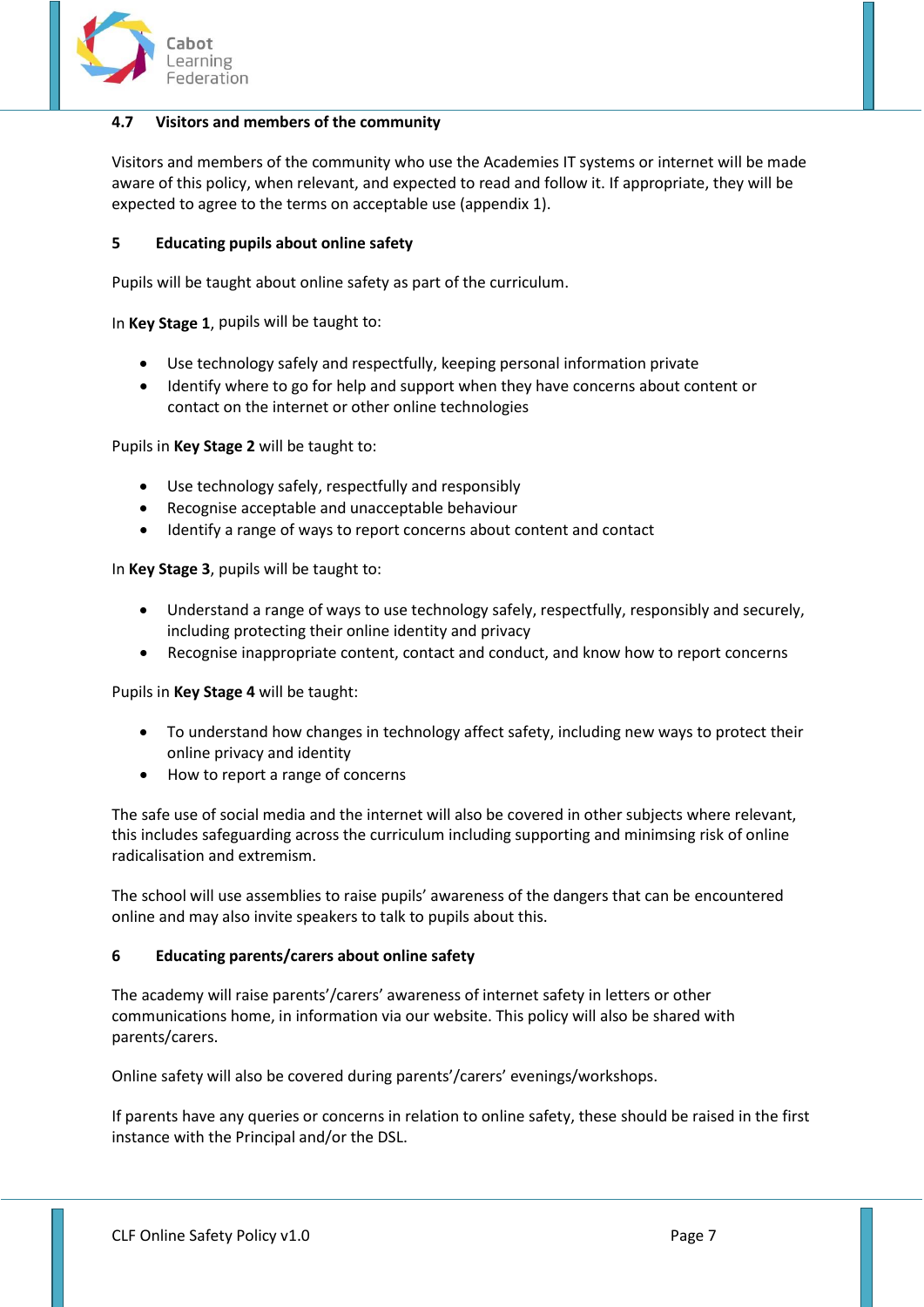### 4.7 Visitors and members of the community

Visitors and members of the community who use the Academies IT systems or internet will be made aware of this policy, when relevant, and expected to read and follow it. If appropriate, they will be expected to agree to the terms on acceptable use (appendix 1).

## 5 Educating pupils about online safety

Pupils will be taught about online safety as part of the curriculum.

In **Key Stage 1**, pupils will be taught to:

- Use technology safely and respectfully, keeping personal information private
- Identify where to go for help and support when they have concerns about content or contact on the internet or other online technologies

Pupils in **Key Stage 2** will be taught to:

- Use technology safely, respectfully and responsibly
- Recognise acceptable and unacceptable behaviour
- Identify a range of ways to report concerns about content and contact

In **Key Stage 3**, pupils will be taught to:

- Understand a range of ways to use technology safely, respectfully, responsibly and securely, including protecting their online identity and privacy
- Recognise inappropriate content, contact and conduct, and know how to report concerns

Pupils in **Key Stage 4** will be taught:

- To understand how changes in technology affect safety, including new ways to protect their online privacy and identity
- How to report a range of concerns

The safe use of social media and the internet will also be covered in other subjects where relevant, this includes safeguarding across the curriculum including supporting and minimsing risk of online radicalisation and extremism.

The school will use assemblies to raise pupils' awareness of the dangers that can be encountered online and may also invite speakers to talk to pupils about this.

## 6 Educating parents/carers about online safety

The academy will raise parents'/carers' awareness of internet safety in letters or other communications home, in information via our website. This policy will also be shared with parents/carers.

Online safety will also be covered during parents'/carers' evenings/workshops.

If parents have any queries or concerns in relation to online safety, these should be raised in the first instance with the Principal and/or the DSL.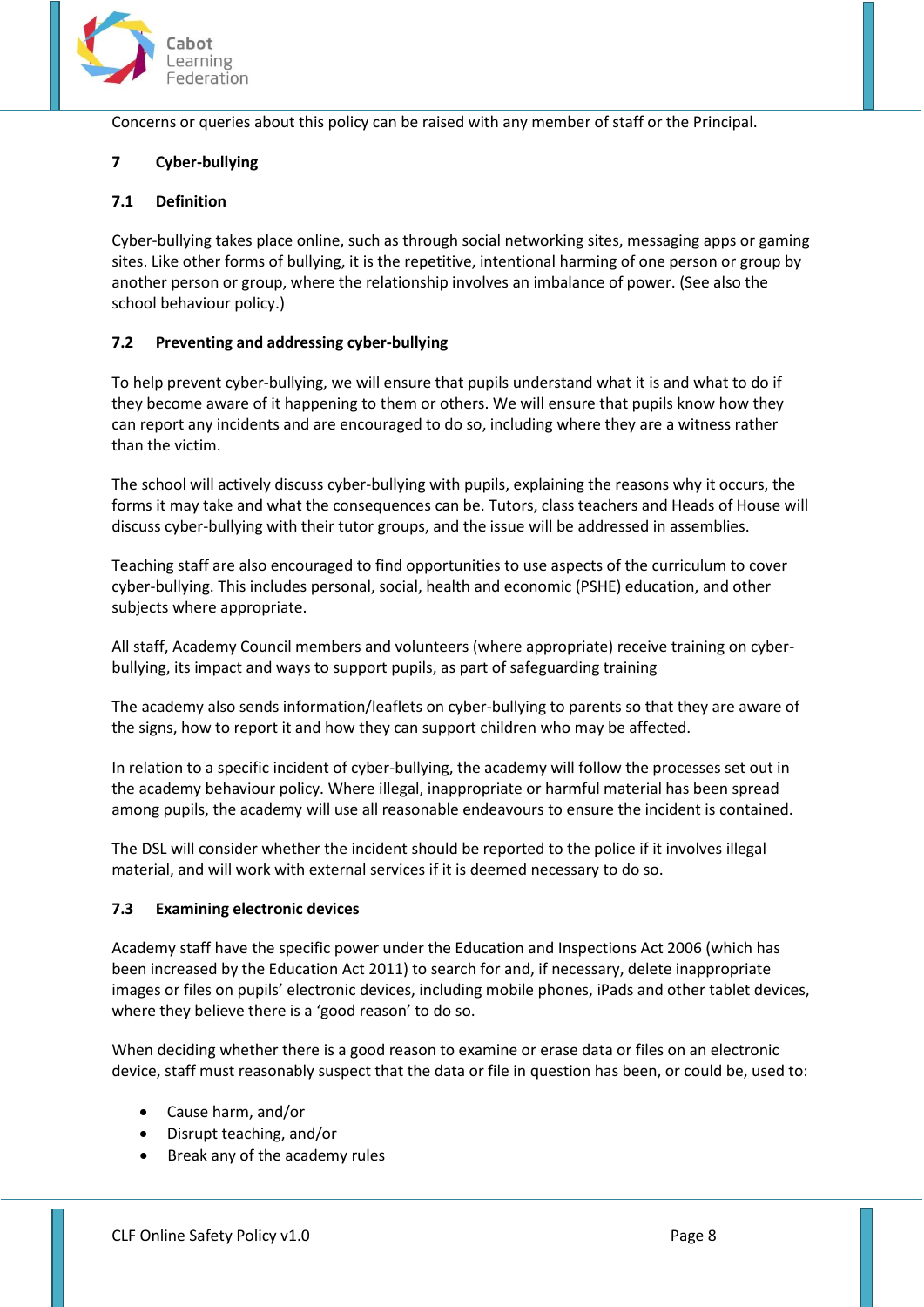Concerns or queries about this policy can be raised with any member of staff or the Principal.

## 7 Cyber-bullying

### 7.1 Definition

Cyber-bullying takes place online, such as through social networking sites, messaging apps or gaming sites. Like other forms of bullying, it is the repetitive, intentional harming of one person or group by another person or group, where the relationship involves an imbalance of power. (See also the school behaviour policy.)

### 7.2 Preventing and addressing cyber-bullying

To help prevent cyber-bullying, we will ensure that pupils understand what it is and what to do if they become aware of it happening to them or others. We will ensure that pupils know how they can report any incidents and are encouraged to do so, including where they are a witness rather than the victim.

The school will actively discuss cyber-bullying with pupils, explaining the reasons why it occurs, the forms it may take and what the consequences can be. Tutors, class teachers and Heads of House will discuss cyber-bullying with their tutor groups, and the issue will be addressed in assemblies.

Teaching staff are also encouraged to find opportunities to use aspects of the curriculum to cover cyber-bullying. This includes personal, social, health and economic (PSHE) education, and other subjects where appropriate.

All staff, Academy Council members and volunteers (where appropriate) receive training on cyber-bullying, its impact and ways to support pupils, as part of safeguarding training

The academy also sends information/leaflets on cyber-bullying to parents so that they are aware of the signs, how to report it and how they can support children who may be affected.

In relation to a specific incident of cyber-bullying, the academy will follow the processes set out in the academy behaviour policy. Where illegal, inappropriate or harmful material has been spread among pupils, the academy will use all reasonable endeavours to ensure the incident is contained.

The DSL will consider whether the incident should be reported to the police if it involves illegal material, and will work with external services if it is deemed necessary to do so.

### 7.3 Examining electronic devices

Academy staff have the specific power under the Education and Inspections Act 2006 (which has been increased by the Education Act 2011) to search for and, if necessary, delete inappropriate images or files on pupils' electronic devices, including mobile phones, iPads and other tablet devices, where they believe there is a 'good reason' to do so.

When deciding whether there is a good reason to examine or erase data or files on an electronic device, staff must reasonably suspect that the data or file in question has been, or could be, used to:

- Cause harm, and/or
- Disrupt teaching, and/or
- Break any of the academy rules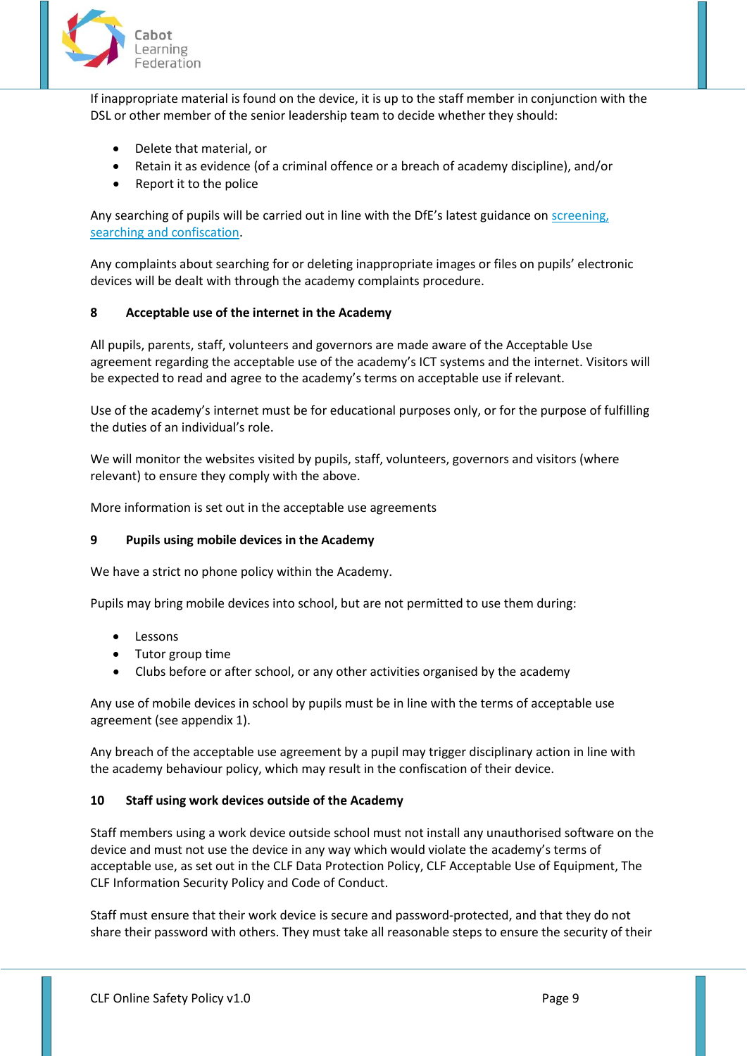If inappropriate material is found on the device, it is up to the staff member in conjunction with the DSL or other member of the senior leadership team to decide whether they should:

- Delete that material, or
- Retain it as evidence (of a criminal offence or a breach of academy discipline), and/or
- Report it to the police

Any searching of pupils will be carried out in line with the DfE's latest guidance on [screening, searching and confiscation](screening, searching and confiscation).

Any complaints about searching for or deleting inappropriate images or files on pupils' electronic devices will be dealt with through the academy complaints procedure.

## 8 Acceptable use of the internet in the Academy

All pupils, parents, staff, volunteers and governors are made aware of the Acceptable Use agreement regarding the acceptable use of the academy's ICT systems and the internet. Visitors will be expected to read and agree to the academy's terms on acceptable use if relevant.

Use of the academy's internet must be for educational purposes only, or for the purpose of fulfilling the duties of an individual's role.

We will monitor the websites visited by pupils, staff, volunteers, governors and visitors (where relevant) to ensure they comply with the above.

More information is set out in the acceptable use agreements

## 9 Pupils using mobile devices in the Academy

We have a strict no phone policy within the Academy.

Pupils may bring mobile devices into school, but are not permitted to use them during:

- Lessons
- Tutor group time
- Clubs before or after school, or any other activities organised by the academy

Any use of mobile devices in school by pupils must be in line with the terms of acceptable use agreement (see appendix 1).

Any breach of the acceptable use agreement by a pupil may trigger disciplinary action in line with the academy behaviour policy, which may result in the confiscation of their device.

## 10 Staff using work devices outside of the Academy

Staff members using a work device outside school must not install any unauthorised software on the device and must not use the device in any way which would violate the academy's terms of acceptable use, as set out in the CLF Data Protection Policy, CLF Acceptable Use of Equipment, The CLF Information Security Policy and Code of Conduct.

Staff must ensure that their work device is secure and password-protected, and that they do not share their password with others. They must take all reasonable steps to ensure the security of their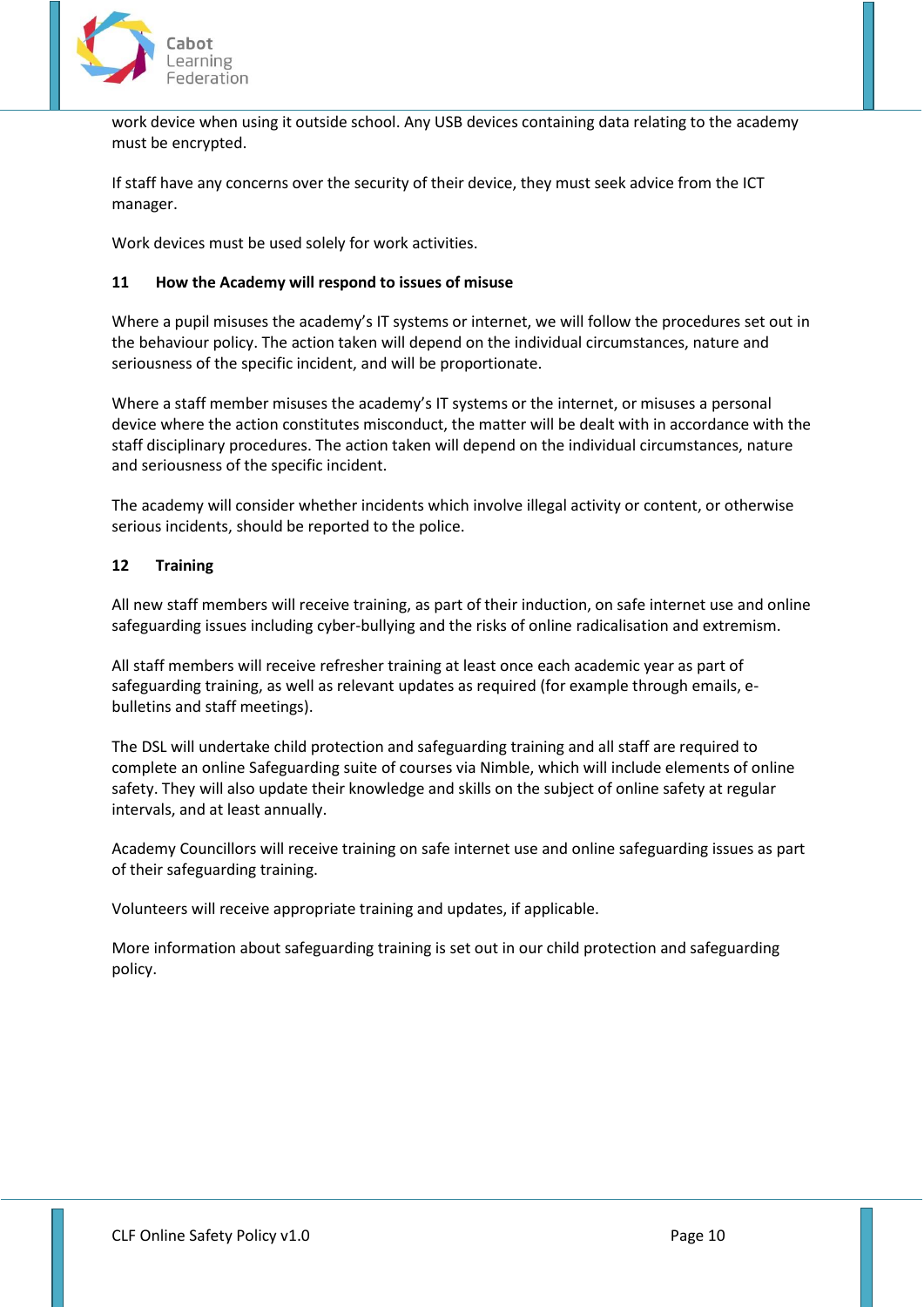work device when using it outside school. Any USB devices containing data relating to the academy must be encrypted.

If staff have any concerns over the security of their device, they must seek advice from the ICT manager.

Work devices must be used solely for work activities.

## 11 How the Academy will respond to issues of misuse

Where a pupil misuses the academy's IT systems or internet, we will follow the procedures set out in the behaviour policy. The action taken will depend on the individual circumstances, nature and seriousness of the specific incident, and will be proportionate.

Where a staff member misuses the academy's IT systems or the internet, or misuses a personal device where the action constitutes misconduct, the matter will be dealt with in accordance with the staff disciplinary procedures. The action taken will depend on the individual circumstances, nature and seriousness of the specific incident.

The academy will consider whether incidents which involve illegal activity or content, or otherwise serious incidents, should be reported to the police.

## 12 Training

All new staff members will receive training, as part of their induction, on safe internet use and online safeguarding issues including cyber-bullying and the risks of online radicalisation and extremism.

All staff members will receive refresher training at least once each academic year as part of safeguarding training, as well as relevant updates as required (for example through emails, e-bulletins and staff meetings).

The DSL will undertake child protection and safeguarding training and all staff are required to complete an online Safeguarding suite of courses via Nimble, which will include elements of online safety. They will also update their knowledge and skills on the subject of online safety at regular intervals, and at least annually.

Academy Councillors will receive training on safe internet use and online safeguarding issues as part of their safeguarding training.

Volunteers will receive appropriate training and updates, if applicable.

More information about safeguarding training is set out in our child protection and safeguarding policy.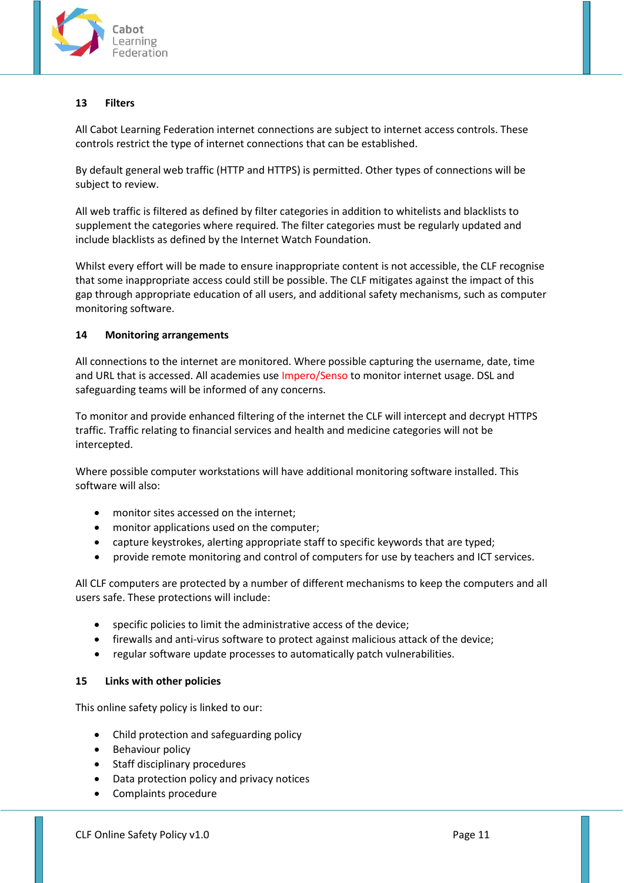## 13 Filters

All Cabot Learning Federation internet connections are subject to internet access controls. These controls restrict the type of internet connections that can be established.

By default general web traffic (HTTP and HTTPS) is permitted. Other types of connections will be subject to review.

All web traffic is filtered as defined by filter categories in addition to whitelists and blacklists to supplement the categories where required. The filter categories must be regularly updated and include blacklists as defined by the Internet Watch Foundation.

Whilst every effort will be made to ensure inappropriate content is not accessible, the CLF recognise that some inappropriate access could still be possible. The CLF mitigates against the impact of this gap through appropriate education of all users, and additional safety mechanisms, such as computer monitoring software.

## 14 Monitoring arrangements

All connections to the internet are monitored. Where possible capturing the username, date, time and URL that is accessed. All academies use Impero/Senso to monitor internet usage. DSL and safeguarding teams will be informed of any concerns.

To monitor and provide enhanced filtering of the internet the CLF will intercept and decrypt HTTPS traffic. Traffic relating to financial services and health and medicine categories will not be intercepted.

Where possible computer workstations will have additional monitoring software installed. This software will also:

- monitor sites accessed on the internet;
- monitor applications used on the computer;
- capture keystrokes, alerting appropriate staff to specific keywords that are typed;
- provide remote monitoring and control of computers for use by teachers and ICT services.

All CLF computers are protected by a number of different mechanisms to keep the computers and all users safe. These protections will include:

- specific policies to limit the administrative access of the device;
- firewalls and anti-virus software to protect against malicious attack of the device;
- regular software update processes to automatically patch vulnerabilities.

## 15 Links with other policies

This online safety policy is linked to our:

- Child protection and safeguarding policy
- Behaviour policy
- Staff disciplinary procedures
- Data protection policy and privacy notices
- Complaints procedure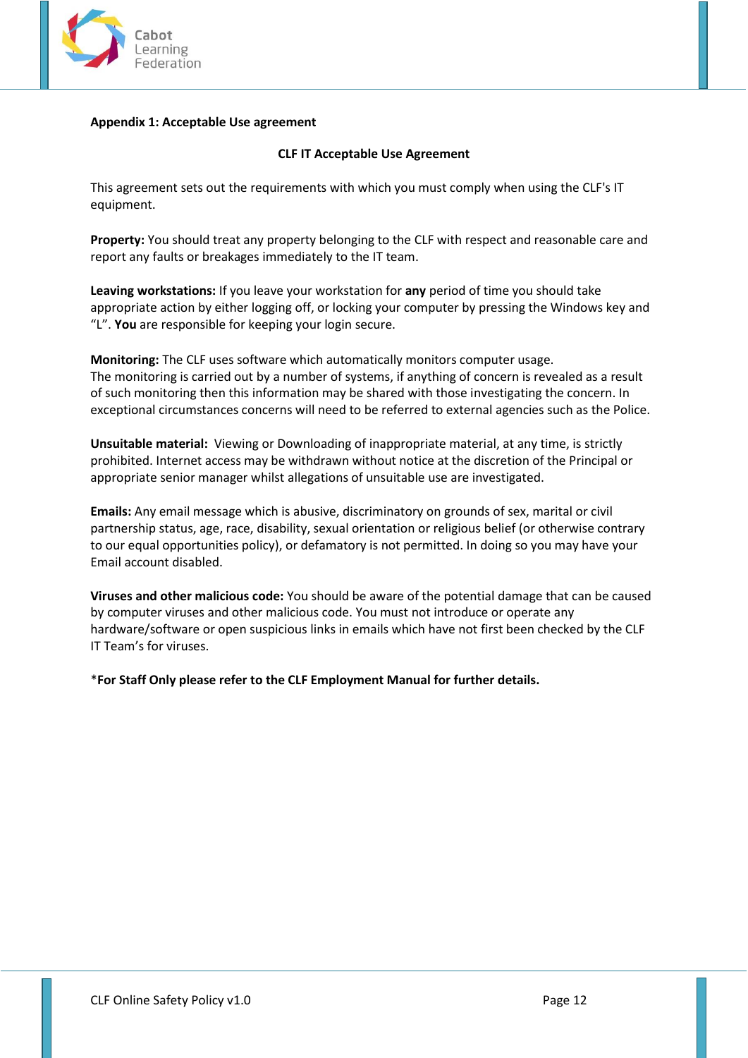**Appendix 1: Acceptable Use agreement**

**CLF IT Acceptable Use Agreement**

This agreement sets out the requirements with which you must comply when using the CLF's IT equipment.

**Property:** You should treat any property belonging to the CLF with respect and reasonable care and report any faults or breakages immediately to the IT team.

**Leaving workstations:** If you leave your workstation for **any** period of time you should take appropriate action by either logging off, or locking your computer by pressing the Windows key and "L". **You** are responsible for keeping your login secure.

**Monitoring:** The CLF uses software which automatically monitors computer usage.
The monitoring is carried out by a number of systems, if anything of concern is revealed as a result of such monitoring then this information may be shared with those investigating the concern. In exceptional circumstances concerns will need to be referred to external agencies such as the Police.

**Unsuitable material:** Viewing or Downloading of inappropriate material, at any time, is strictly prohibited. Internet access may be withdrawn without notice at the discretion of the Principal or appropriate senior manager whilst allegations of unsuitable use are investigated.

**Emails:** Any email message which is abusive, discriminatory on grounds of sex, marital or civil partnership status, age, race, disability, sexual orientation or religious belief (or otherwise contrary to our equal opportunities policy), or defamatory is not permitted. In doing so you may have your Email account disabled.

**Viruses and other malicious code:** You should be aware of the potential damage that can be caused by computer viruses and other malicious code. You must not introduce or operate any hardware/software or open suspicious links in emails which have not first been checked by the CLF IT Team's for viruses.

*__For Staff Only please refer to the CLF Employment Manual for further details.__